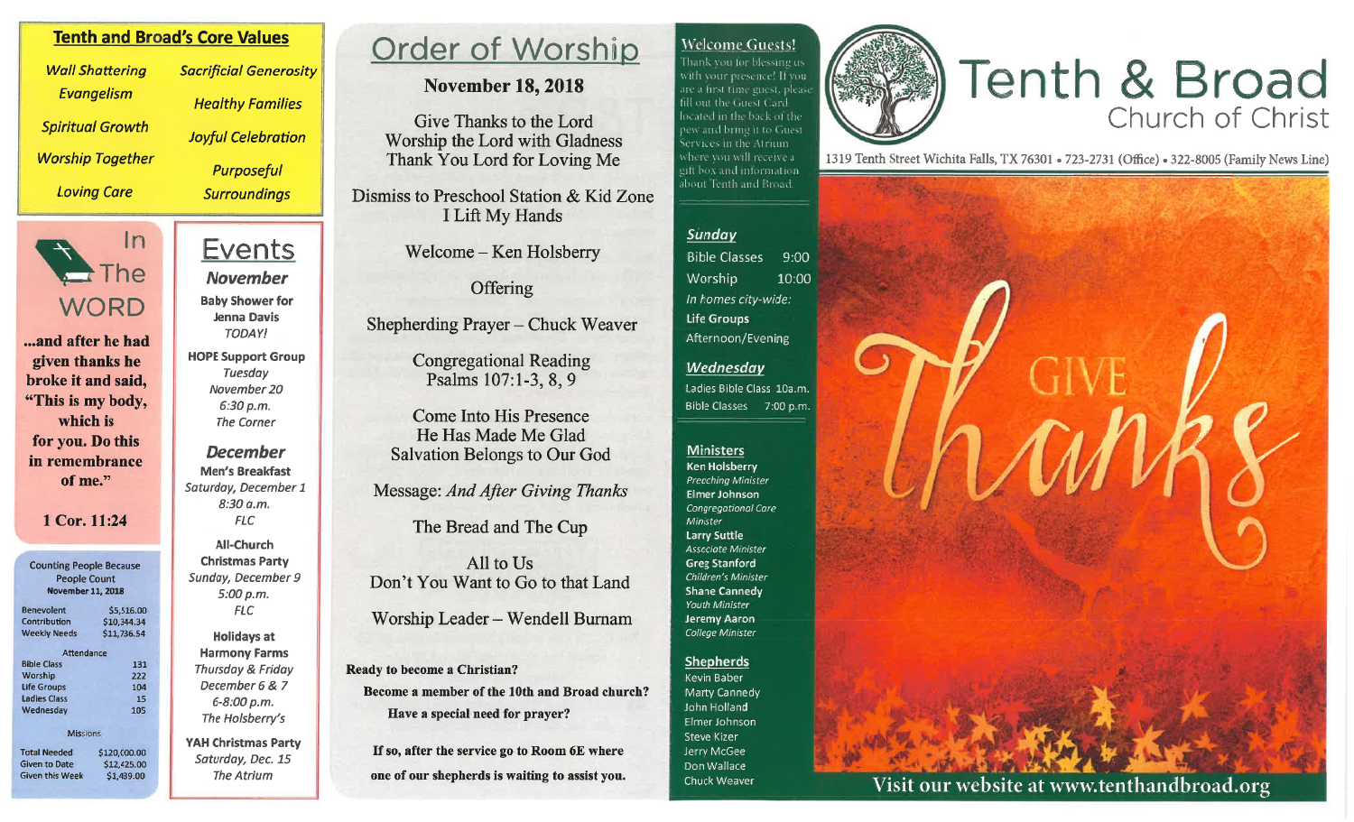## Tenth and Broad's Core Values

*Wall Shattering Evangelism*

*Spiritual Growth*

*Worship Together*

*Loving Care*

*Sacrificial Generosity*

*Healthy Families*

*Joyful Celebration*

*Purposeful Surroundings*

## In The WORD

**...and after he had given thanks he broke it and said, "This is my body, which is for you. Do this in remembrance of me."**

**1 Cor. 11:24**

### Counting People Because People Count

**November 11, 2018**

| | |
|---|---|
| Benevolent | $5,516.00 |
| Contribution | $10,344.34 |
| Weekly Needs | $11,736.54 |

**Attendance**

| | |
|---|---|
| Bible Class | 131 |
| Worship | 222 |
| Life Groups | 104 |
| Ladies Class | 15 |
| Wednesday | 105 |

**Missions**

| | |
|---|---|
| Total Needed | $120,000.00 |
| Given to Date | $12,425.00 |
| Given this Week | $1,439.00 |

## Events

### *November*

**Baby Shower for Jenna Davis**
*TODAY!*

**HOPE Support Group**
*Tuesday*
*November 20*
*6:30 p.m.*
*The Corner*

### *December*

**Men's Breakfast**
*Saturday, December 1*
*8:30 a.m.*
*FLC*

**All-Church Christmas Party**
*Sunday, December 9*
*5:00 p.m.*
*FLC*

**Holidays at Harmony Farms**
*Thursday & Friday*
*December 6 & 7*
*6-8:00 p.m.*
*The Holsberry's*

**YAH Christmas Party**
*Saturday, Dec. 15*
*The Atrium*

# Order of Worship

**November 18, 2018**

Give Thanks to the Lord
Worship the Lord with Gladness
Thank You Lord for Loving Me

Dismiss to Preschool Station & Kid Zone
I Lift My Hands

Welcome – Ken Holsberry

Offering

Shepherding Prayer – Chuck Weaver

Congregational Reading
Psalms 107:1-3, 8, 9

Come Into His Presence
He Has Made Me Glad
Salvation Belongs to Our God

Message: *And After Giving Thanks*

The Bread and The Cup

All to Us
Don't You Want to Go to that Land

Worship Leader – Wendell Burnam

**Ready to become a Christian?**

**Become a member of the 10th and Broad church?**

**Have a special need for prayer?**

**If so, after the service go to Room 6E where one of our shepherds is waiting to assist you.**

## Welcome Guests!

Thank you for blessing us with your presence! If you are a first time guest, please fill out the Guest Card located in the back of the pew and bring it to Guest Services in the Atrium where you will receive a gift box and information about Tenth and Broad.

### *Sunday*

Bible Classes 9:00
Worship 10:00
*In homes city-wide:*
**Life Groups**
Afternoon/Evening

### *Wednesday*

Ladies Bible Class 10a.m.
Bible Classes 7:00 p.m.

### Ministers

**Ken Holsberry** – *Preaching Minister*
**Elmer Johnson** – *Congregational Care Minister*
**Larry Suttle** – *Associate Minister*
**Greg Stanford** – *Children's Minister*
**Shane Cannedy** – *Youth Minister*
**Jeremy Aaron** – *College Minister*

### Shepherds

Kevin Baber
Marty Cannedy
John Holland
Elmer Johnson
Steve Kizer
Jerry McGee
Don Wallace
Chuck Weaver

# Tenth & Broad
## Church of Christ

1319 Tenth Street Wichita Falls, TX 76301 • 723-2731 (Office) • 322-8005 (Family News Line)

GIVE *Thanks*

Visit our website at www.tenthandbroad.org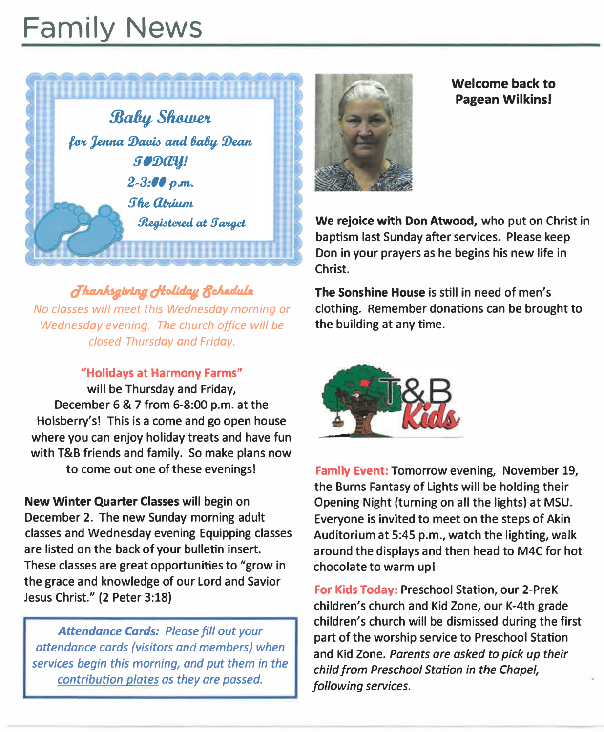# Family News

**Baby Shower**

**for Jenna Davis and baby Dean**

**TODAY!**

**2-3:00 p.m.**

**The Atrium**

**Registered at Target**

**Thanksgiving Holiday Schedule**

*No classes will meet this Wednesday morning or Wednesday evening. The church office will be closed Thursday and Friday.*

**"Holidays at Harmony Farms"** will be Thursday and Friday, December 6 & 7 from 6-8:00 p.m. at the Holsberry's! This is a come and go open house where you can enjoy holiday treats and have fun with T&B friends and family. So make plans now to come out one of these evenings!

**New Winter Quarter Classes** will begin on December 2. The new Sunday morning adult classes and Wednesday evening Equipping classes are listed on the back of your bulletin insert. These classes are great opportunities to "grow in the grace and knowledge of our Lord and Savior Jesus Christ." (2 Peter 3:18)

***Attendance Cards:*** *Please fill out your attendance cards (visitors and members) when services begin this morning, and put them in the contribution plates as they are passed.*

**Welcome back to Pagean Wilkins!**

**We rejoice with Don Atwood,** who put on Christ in baptism last Sunday after services. Please keep Don in your prayers as he begins his new life in Christ.

**The Sonshine House** is still in need of men's clothing. Remember donations can be brought to the building at any time.

T&B Kids

**Family Event:** Tomorrow evening, November 19, the Burns Fantasy of Lights will be holding their Opening Night (turning on all the lights) at MSU. Everyone is invited to meet on the steps of Akin Auditorium at 5:45 p.m., watch the lighting, walk around the displays and then head to M4C for hot chocolate to warm up!

**For Kids Today:** Preschool Station, our 2-PreK children's church and Kid Zone, our K-4th grade children's church will be dismissed during the first part of the worship service to Preschool Station and Kid Zone. *Parents are asked to pick up their child from Preschool Station in the Chapel, following services.*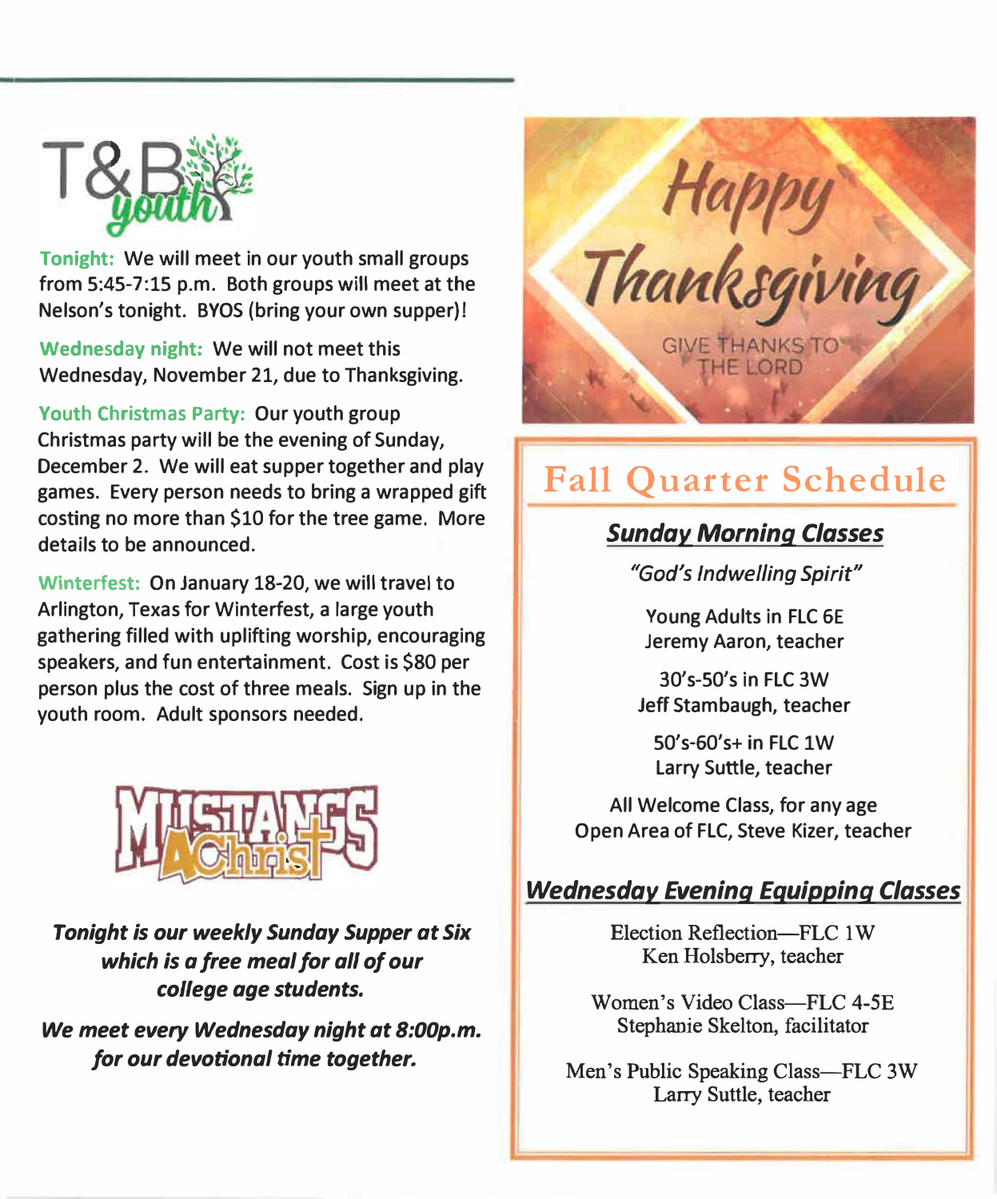## T&B youth

**Tonight:** We will meet in our youth small groups from 5:45-7:15 p.m. Both groups will meet at the Nelson's tonight. BYOS (bring your own supper)!

**Wednesday night:** We will not meet this Wednesday, November 21, due to Thanksgiving.

**Youth Christmas Party:** Our youth group Christmas party will be the evening of Sunday, December 2. We will eat supper together and play games. Every person needs to bring a wrapped gift costing no more than $10 for the tree game. More details to be announced.

**Winterfest:** On January 18-20, we will travel to Arlington, Texas for Winterfest, a large youth gathering filled with uplifting worship, encouraging speakers, and fun entertainment. Cost is $80 per person plus the cost of three meals. Sign up in the youth room. Adult sponsors needed.

## Mustangs 4 Christ

***Tonight is our weekly Sunday Supper at Six which is a free meal for all of our college age students.***

***We meet every Wednesday night at 8:00p.m. for our devotional time together.***

## Happy Thanksgiving

GIVE THANKS TO THE LORD

## Fall Quarter Schedule

### Sunday Morning Classes

*"God's Indwelling Spirit"*

Young Adults in FLC 6E
Jeremy Aaron, teacher

30's-50's in FLC 3W
Jeff Stambaugh, teacher

50's-60's+ in FLC 1W
Larry Suttle, teacher

All Welcome Class, for any age
Open Area of FLC, Steve Kizer, teacher

### Wednesday Evening Equipping Classes

Election Reflection—FLC 1W
Ken Holsberry, teacher

Women's Video Class—FLC 4-5E
Stephanie Skelton, facilitator

Men's Public Speaking Class—FLC 3W
Larry Suttle, teacher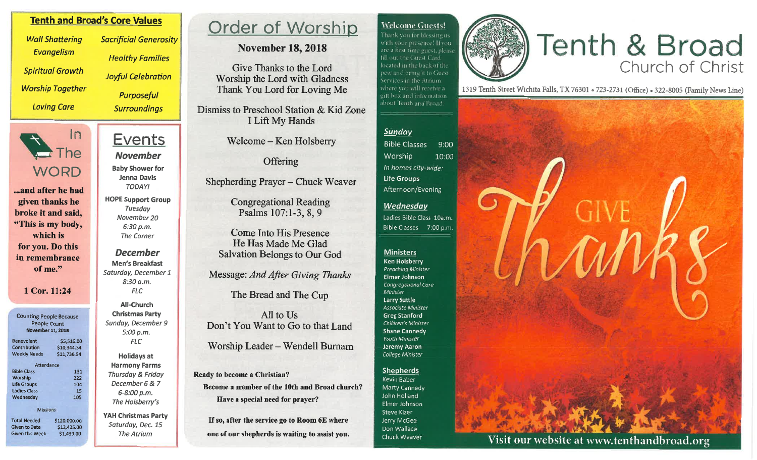## Tenth and Broad's Core Values

- *Wall Shattering Evangelism*
- *Spiritual Growth*
- *Worship Together*
- *Loving Care*
- *Sacrificial Generosity*
- *Healthy Families*
- *Joyful Celebration*
- *Purposeful Surroundings*

## In The WORD

**...and after he had given thanks he broke it and said, "This is my body, which is for you. Do this in remembrance of me."**

**1 Cor. 11:24**

### Counting People Because People Count

**November 11, 2018**

| | |
|---|---|
| Benevolent | $5,516.00 |
| Contribution | $10,344.34 |
| Weekly Needs | $11,736.54 |

**Attendance**

| | |
|---|---|
| Bible Class | 131 |
| Worship | 222 |
| Life Groups | 104 |
| Ladies Class | 15 |
| Wednesday | 105 |

**Missions**

| | |
|---|---|
| Total Needed | $120,000.00 |
| Given to Date | $12,425.00 |
| Given this Week | $1,439.00 |

## Events

### *November*

**Baby Shower for Jenna Davis**
*TODAY!*

**HOPE Support Group**
*Tuesday*
*November 20*
*6:30 p.m.*
*The Corner*

### *December*

**Men's Breakfast**
*Saturday, December 1*
*8:30 a.m.*
*FLC*

**All-Church Christmas Party**
*Sunday, December 9*
*5:00 p.m.*
*FLC*

**Holidays at Harmony Farms**
*Thursday & Friday*
*December 6 & 7*
*6-8:00 p.m.*
*The Holsberry's*

**YAH Christmas Party**
*Saturday, Dec. 15*
*The Atrium*

# Order of Worship

**November 18, 2018**

Give Thanks to the Lord
Worship the Lord with Gladness
Thank You Lord for Loving Me

Dismiss to Preschool Station & Kid Zone
I Lift My Hands

Welcome – Ken Holsberry

Offering

Shepherding Prayer – Chuck Weaver

Congregational Reading
Psalms 107:1-3, 8, 9

Come Into His Presence
He Has Made Me Glad
Salvation Belongs to Our God

Message: *And After Giving Thanks*

The Bread and The Cup

All to Us
Don't You Want to Go to that Land

Worship Leader – Wendell Burnam

**Ready to become a Christian?**

**Become a member of the 10th and Broad church?**

**Have a special need for prayer?**

**If so, after the service go to Room 6E where one of our shepherds is waiting to assist you.**

## Welcome Guests!

Thank you for blessing us with your presence! If you are a first time guest, please fill out the Guest Card located in the back of the pew and bring it to Guest Services in the Atrium where you will receive a gift box and information about Tenth and Broad.

### *Sunday*

Bible Classes 9:00
Worship 10:00
*In homes city-wide:*
**Life Groups**
Afternoon/Evening

### *Wednesday*

Ladies Bible Class 10a.m.
Bible Classes 7:00 p.m.

### Ministers

**Ken Holsberry** – *Preaching Minister*
**Elmer Johnson** – *Congregational Care Minister*
**Larry Suttle** – *Associate Minister*
**Greg Stanford** – *Children's Minister*
**Shane Cannedy** – *Youth Minister*
**Jeremy Aaron** – *College Minister*

### Shepherds

Kevin Baber
Marty Cannedy
John Holland
Elmer Johnson
Steve Kizer
Jerry McGee
Don Wallace
Chuck Weaver

# Tenth & Broad
## Church of Christ

1319 Tenth Street Wichita Falls, TX 76301 • 723-2731 (Office) • 322-8005 (Family News Line)

GIVE Thanks

Visit our website at www.tenthandbroad.org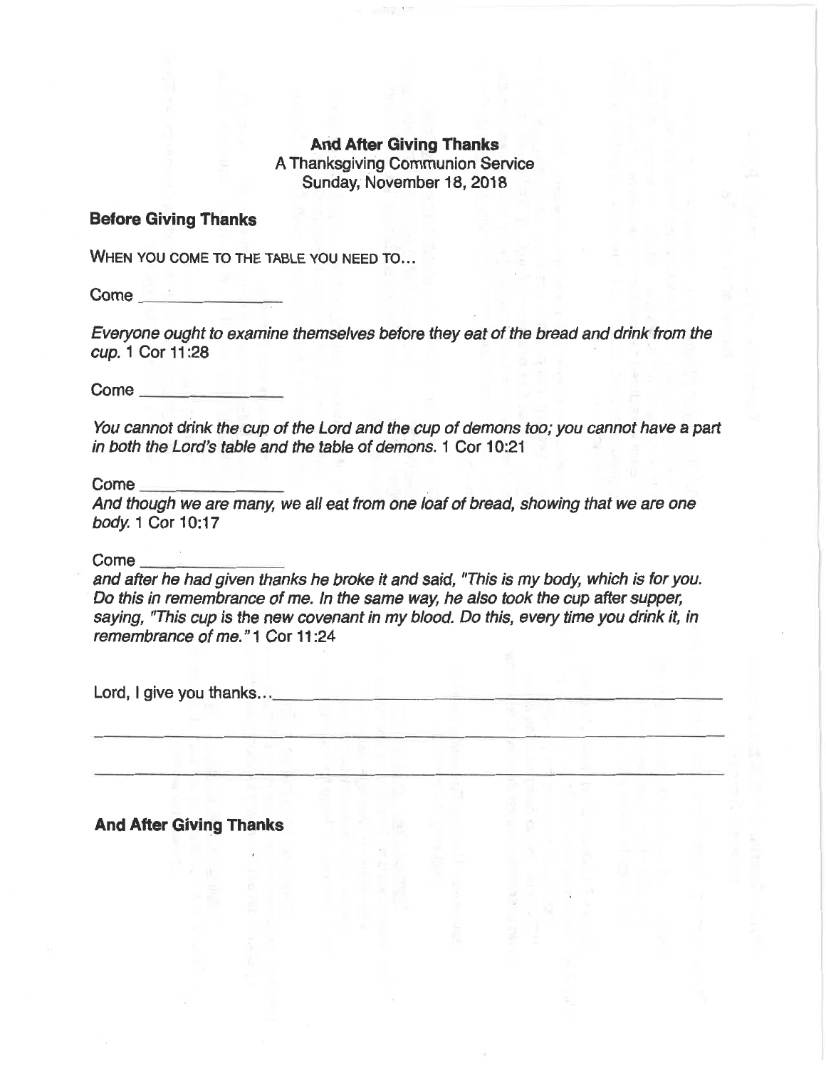**And After Giving Thanks**
A Thanksgiving Communion Service
Sunday, November 18, 2018

## Before Giving Thanks

WHEN YOU COME TO THE TABLE YOU NEED TO...

Come \_\_\_\_\_\_\_\_\_\_\_\_\_\_\_

*Everyone ought to examine themselves before they eat of the bread and drink from the cup.* 1 Cor 11:28

Come \_\_\_\_\_\_\_\_\_\_\_\_\_\_\_

*You cannot drink the cup of the Lord and the cup of demons too; you cannot have a part in both the Lord's table and the table of demons.* 1 Cor 10:21

Come \_\_\_\_\_\_\_\_\_\_\_\_\_\_\_
*And though we are many, we all eat from one loaf of bread, showing that we are one body.* 1 Cor 10:17

Come \_\_\_\_\_\_\_\_\_\_\_\_\_\_\_
*and after he had given thanks he broke it and said, "This is my body, which is for you. Do this in remembrance of me. In the same way, he also took the cup after supper, saying, "This cup is the new covenant in my blood. Do this, every time you drink it, in remembrance of me."* 1 Cor 11:24

Lord, I give you thanks...\_\_\_\_\_\_\_\_\_\_\_\_\_\_\_\_\_\_\_\_\_\_\_\_\_\_\_\_\_\_\_\_\_\_\_\_\_\_\_\_\_\_\_\_

\_\_\_\_\_\_\_\_\_\_\_\_\_\_\_\_\_\_\_\_\_\_\_\_\_\_\_\_\_\_\_\_\_\_\_\_\_\_\_\_\_\_\_\_\_\_\_\_\_\_\_\_\_\_\_\_\_\_\_\_\_\_

\_\_\_\_\_\_\_\_\_\_\_\_\_\_\_\_\_\_\_\_\_\_\_\_\_\_\_\_\_\_\_\_\_\_\_\_\_\_\_\_\_\_\_\_\_\_\_\_\_\_\_\_\_\_\_\_\_\_\_\_\_\_

## And After Giving Thanks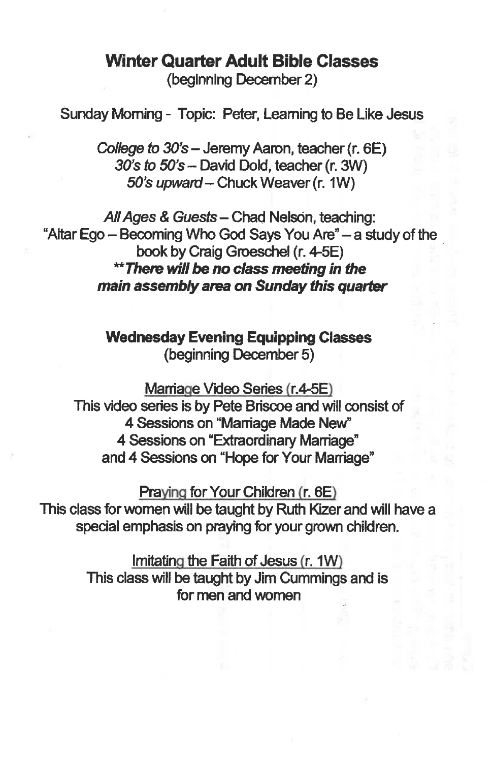## Winter Quarter Adult Bible Classes

(beginning December 2)

Sunday Morning - Topic: Peter, Learning to Be Like Jesus

*College to 30's* – Jeremy Aaron, teacher (r. 6E)
*30's to 50's* – David Dold, teacher (r. 3W)
*50's upward* – Chuck Weaver (r. 1W)

*All Ages & Guests* – Chad Nelsón, teaching:
"Altar Ego – Becoming Who God Says You Are" – a study of the book by Craig Groeschel (r. 4-5E)
***There will be no class meeting in the main assembly area on Sunday this quarter***

## Wednesday Evening Equipping Classes

(beginning December 5)

Marriage Video Series (r.4-5E)
This video series is by Pete Briscoe and will consist of
4 Sessions on "Marriage Made New"
4 Sessions on "Extraordinary Marriage"
and 4 Sessions on "Hope for Your Marriage"

Praying for Your Children (r. 6E)
This class for women will be taught by Ruth Kizer and will have a special emphasis on praying for your grown children.

Imitating the Faith of Jesus (r. 1W)
This class will be taught by Jim Cummings and is for men and women